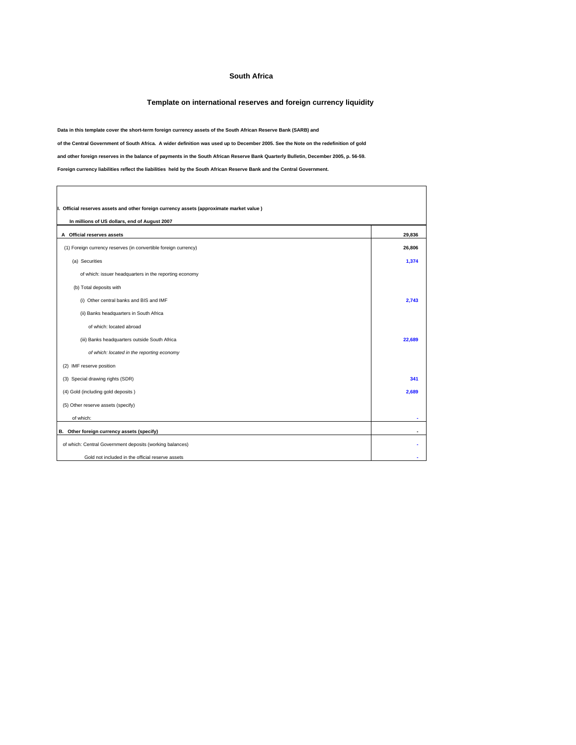# South Africa

## Template on international reserves and foreign currency liquidity

**Data in this template cover the short-term foreign currency assets of the South African Reserve Bank (SARB) and**

**of the Central Government of South Africa. A wider definition was used up to December 2005. See the Note on the redefinition of gold**

**and other foreign reserves in the balance of payments in the South African Reserve Bank Quarterly Bulletin, December 2005, p. 56-59.**

**Foreign currency liabilities reflect the liabilities held by the South African Reserve Bank and the Central Government.**

| **I. Official reserves assets and other foreign currency assets (approximate market value )** | |
|---|---|
| **In millions of US dollars, end of August 2007** | |
| **A Official reserves assets** | **29,836** |
| (1) Foreign currency reserves (in convertible foreign currency) | **26,806** |
| (a) Securities | **1,374** |
| of which: issuer headquarters in the reporting economy | |
| (b) Total deposits with | |
| (i) Other central banks and BIS and IMF | **2,743** |
| (ii) Banks headquarters in South Africa | |
| of which: located abroad | |
| (iii) Banks headquarters outside South Africa | **22,689** |
| *of which: located in the reporting economy* | |
| (2) IMF reserve position | |
| (3) Special drawing rights (SDR) | **341** |
| (4) Gold (including gold deposits ) | **2,689** |
| (5) Other reserve assets (specify) | |
| of which: | - |
| **B. Other foreign currency assets (specify)** | - |
| of which: Central Government deposits (working balances) | - |
| Gold not included in the official reserve assets | - |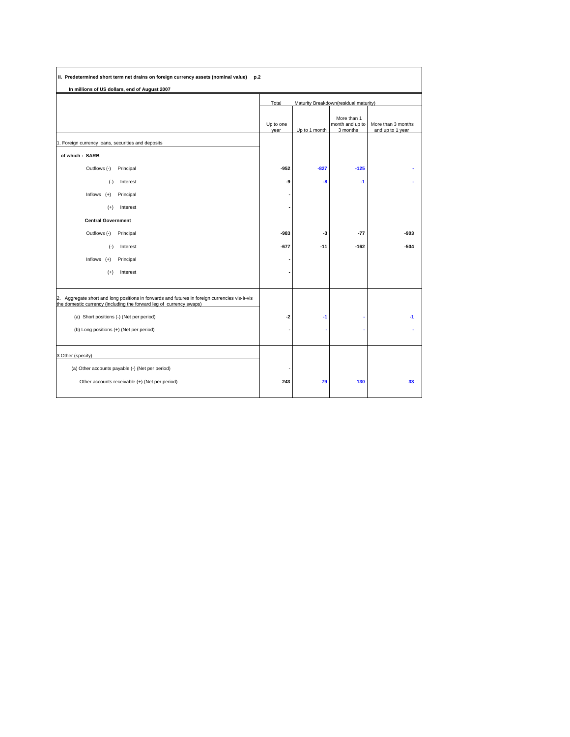**II. Predetermined short term net drains on foreign currency assets (nominal value) p.2**

**In millions of US dollars, end of August 2007**

| | Total | Maturity Breakdown(residual maturity) | | |
|---|---|---|---|---|
| | Up to one year | Up to 1 month | More than 1 month and up to 3 months | More than 3 months and up to 1 year |
| 1. Foreign currency loans, securities and deposits | | | | |
| **of which : SARB** | | | | |
| Outflows (-) Principal | **-952** | **-827** | **-125** | **-** |
| (-) Interest | **-9** | **-8** | **-1** | **-** |
| Inflows (+) Principal | **-** | | | |
| (+) Interest | **-** | | | |
| **Central Government** | | | | |
| Outflows (-) Principal | **-983** | **-3** | **-77** | **-903** |
| (-) Interest | **-677** | **-11** | **-162** | **-504** |
| Inflows (+) Principal | **-** | | | |
| (+) Interest | **-** | | | |
| 2. Aggregate short and long positions in forwards and futures in foreign currencies vis-à-vis the domestic currency (including the forward leg of currency swaps) | | | | |
| (a) Short positions (-) (Net per period) | **-2** | **-1** | **-** | **-1** |
| (b) Long positions (+) (Net per period) | **-** | **-** | **-** | **-** |
| 3 Other (specify) | | | | |
| (a) Other accounts payable (-) (Net per period) | - | | | |
| Other accounts receivable (+) (Net per period) | **243** | **79** | **130** | **33** |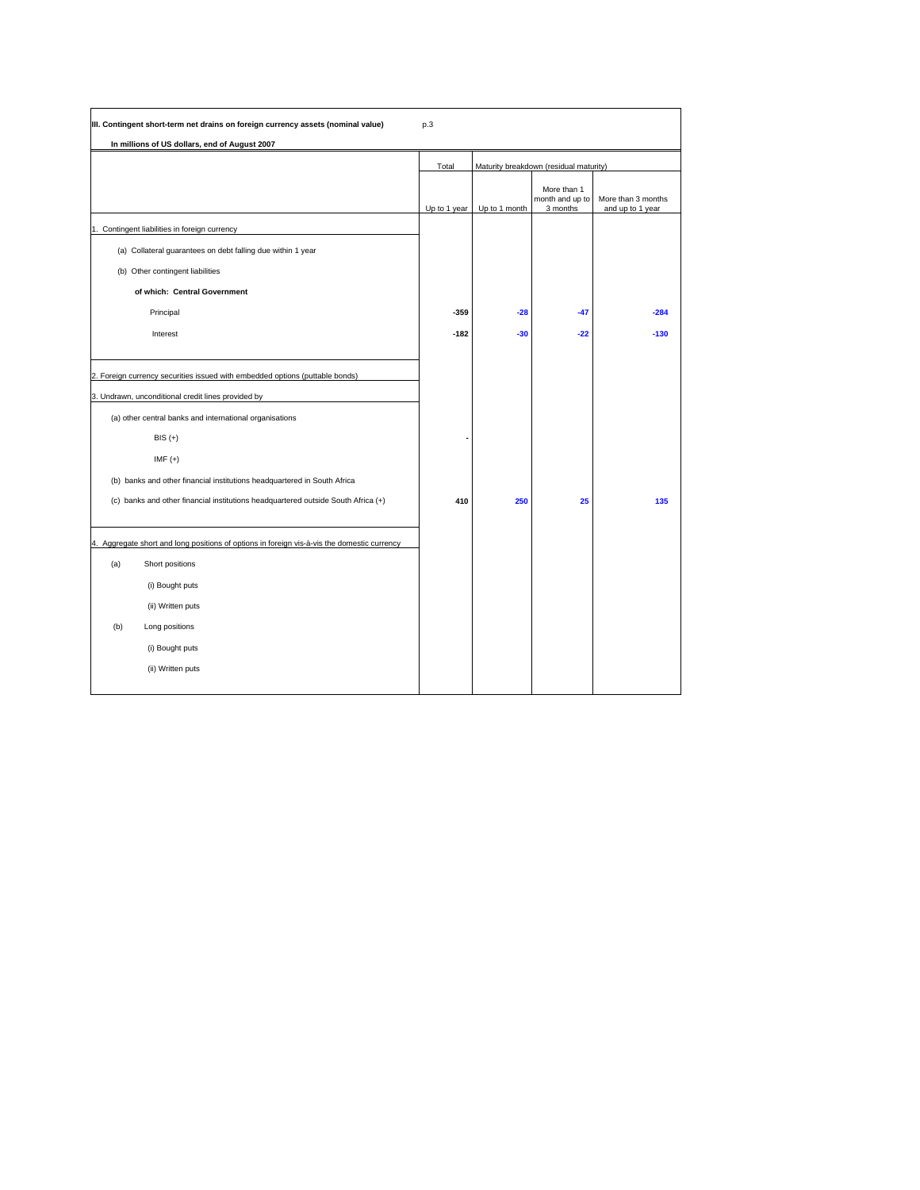**III. Contingent short-term net drains on foreign currency assets (nominal value)**

**In millions of US dollars, end of August 2007**

| | Total | Maturity breakdown (residual maturity) | | |
|---|---|---|---|---|
| | Up to 1 year | Up to 1 month | More than 1 month and up to 3 months | More than 3 months and up to 1 year |
| 1. Contingent liabilities in foreign currency | | | | |
| (a) Collateral guarantees on debt falling due within 1 year | | | | |
| (b) Other contingent liabilities | | | | |
| **of which: Central Government** | | | | |
| Principal | **-359** | **-28** | **-47** | **-284** |
| Interest | **-182** | **-30** | **-22** | **-130** |
| 2. Foreign currency securities issued with embedded options (puttable bonds) | | | | |
| 3. Undrawn, unconditional credit lines provided by | | | | |
| (a) other central banks and international organisations | | | | |
| BIS (+) | - | | | |
| IMF (+) | | | | |
| (b) banks and other financial institutions headquartered in South Africa | | | | |
| (c) banks and other financial institutions headquartered outside South Africa (+) | **410** | **250** | **25** | **135** |
| 4. Aggregate short and long positions of options in foreign vis-à-vis the domestic currency | | | | |
| (a) Short positions | | | | |
| (i) Bought puts | | | | |
| (ii) Written puts | | | | |
| (b) Long positions | | | | |
| (i) Bought puts | | | | |
| (ii) Written puts | | | | |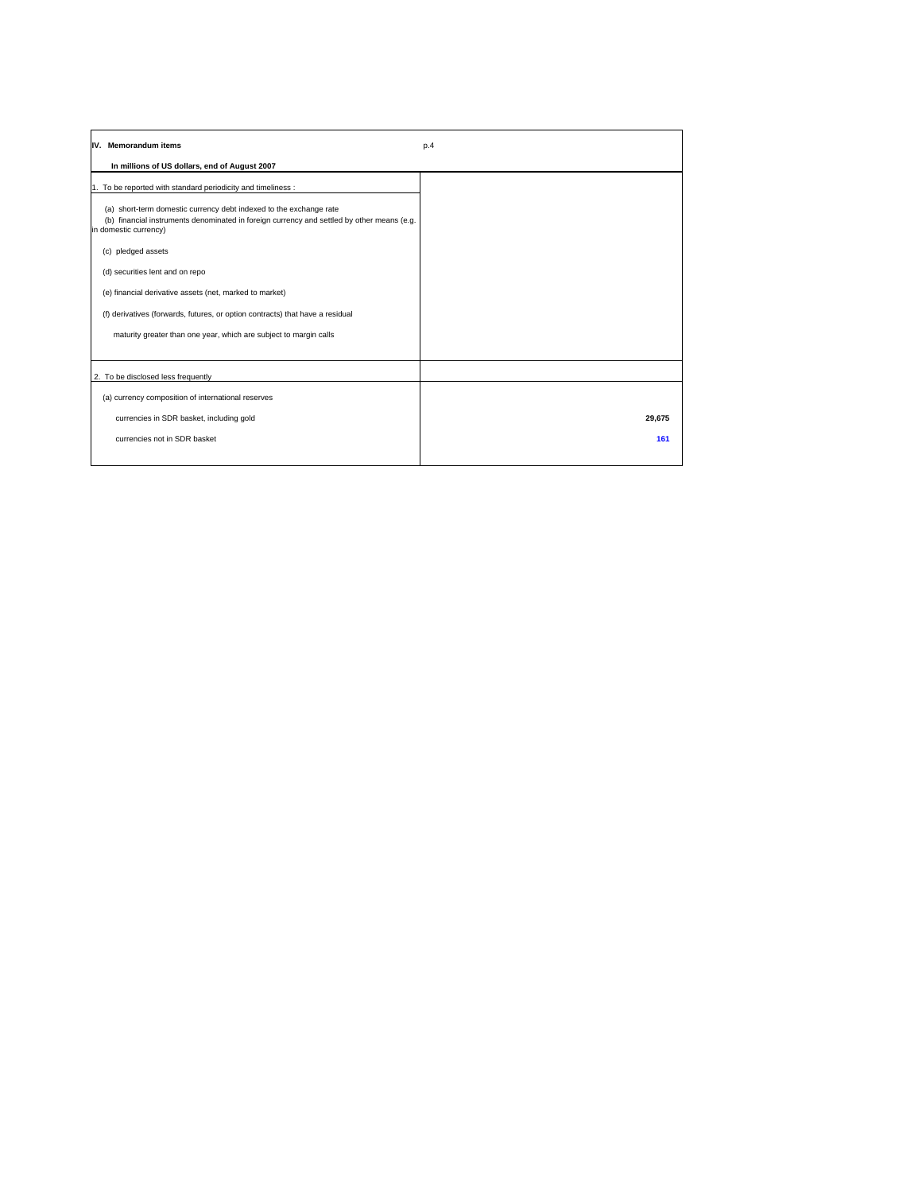| IV. Memorandum items | |
|---|---|
| **In millions of US dollars, end of August 2007** | |
| 1. To be reported with standard periodicity and timeliness : | |
| (a) short-term domestic currency debt indexed to the exchange rate | |
| (b) financial instruments denominated in foreign currency and settled by other means (e.g. in domestic currency) | |
| (c) pledged assets | |
| (d) securities lent and on repo | |
| (e) financial derivative assets (net, marked to market) | |
| (f) derivatives (forwards, futures, or option contracts) that have a residual maturity greater than one year, which are subject to margin calls | |
| 2. To be disclosed less frequently | |
| (a) currency composition of international reserves | |
| currencies in SDR basket, including gold | **29,675** |
| currencies not in SDR basket | **161** |